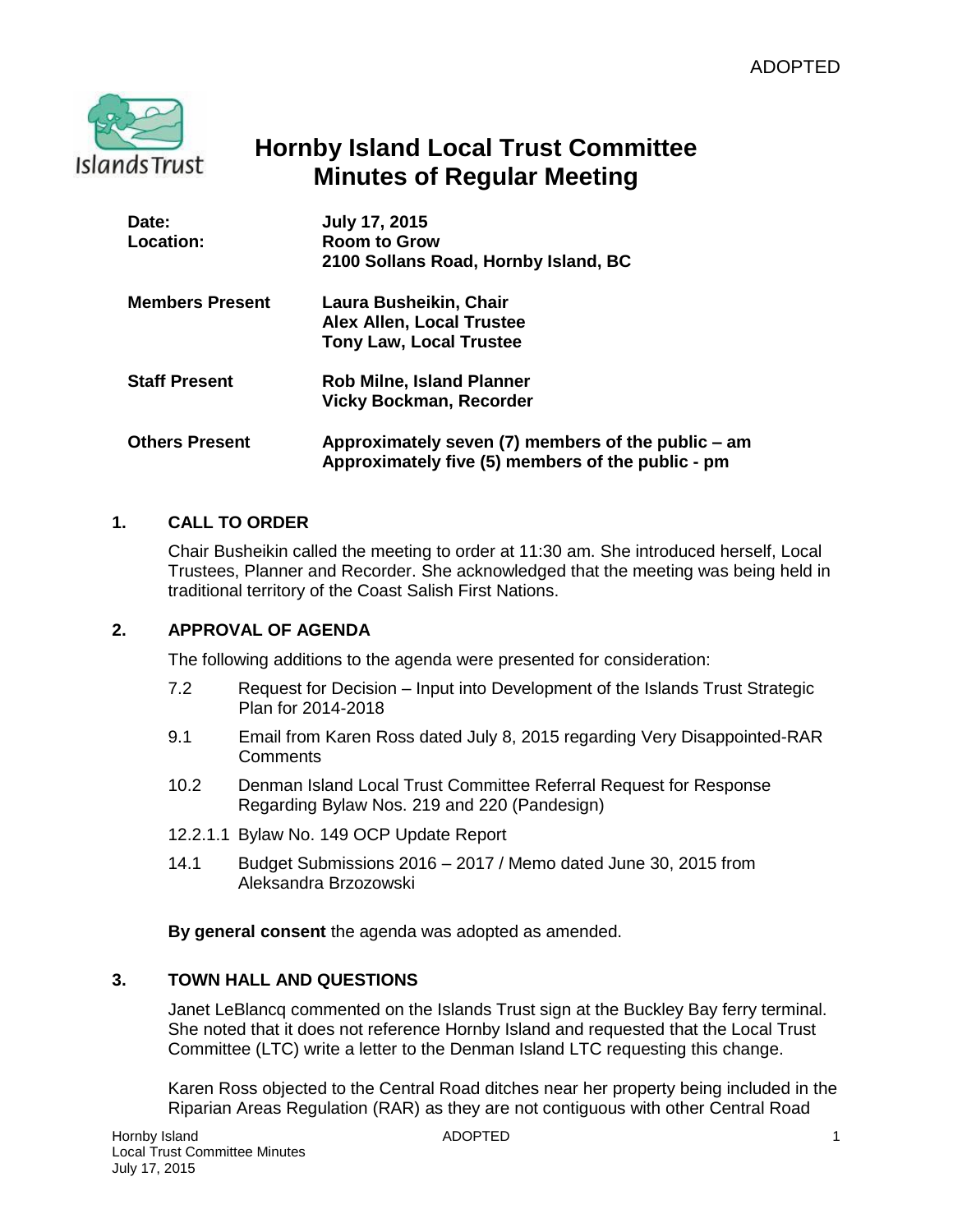ADOPTED

# Hornby Island Local Trust Committee
# Minutes of Regular Meeting

| | |
|---|---|
| **Date:** | **July 17, 2015** |
| **Location:** | **Room to Grow**<br>**2100 Sollans Road, Hornby Island, BC** |
| **Members Present** | **Laura Busheikin, Chair**<br>**Alex Allen, Local Trustee**<br>**Tony Law, Local Trustee** |
| **Staff Present** | **Rob Milne, Island Planner**<br>**Vicky Bockman, Recorder** |
| **Others Present** | **Approximately seven (7) members of the public – am**<br>**Approximately five (5) members of the public - pm** |

## 1. CALL TO ORDER

Chair Busheikin called the meeting to order at 11:30 am. She introduced herself, Local Trustees, Planner and Recorder. She acknowledged that the meeting was being held in traditional territory of the Coast Salish First Nations.

## 2. APPROVAL OF AGENDA

The following additions to the agenda were presented for consideration:

- 7.2 Request for Decision – Input into Development of the Islands Trust Strategic Plan for 2014-2018
- 9.1 Email from Karen Ross dated July 8, 2015 regarding Very Disappointed-RAR Comments
- 10.2 Denman Island Local Trust Committee Referral Request for Response Regarding Bylaw Nos. 219 and 220 (Pandesign)
- 12.2.1.1 Bylaw No. 149 OCP Update Report
- 14.1 Budget Submissions 2016 – 2017 / Memo dated June 30, 2015 from Aleksandra Brzozowski

**By general consent** the agenda was adopted as amended.

## 3. TOWN HALL AND QUESTIONS

Janet LeBlancq commented on the Islands Trust sign at the Buckley Bay ferry terminal. She noted that it does not reference Hornby Island and requested that the Local Trust Committee (LTC) write a letter to the Denman Island LTC requesting this change.

Karen Ross objected to the Central Road ditches near her property being included in the Riparian Areas Regulation (RAR) as they are not contiguous with other Central Road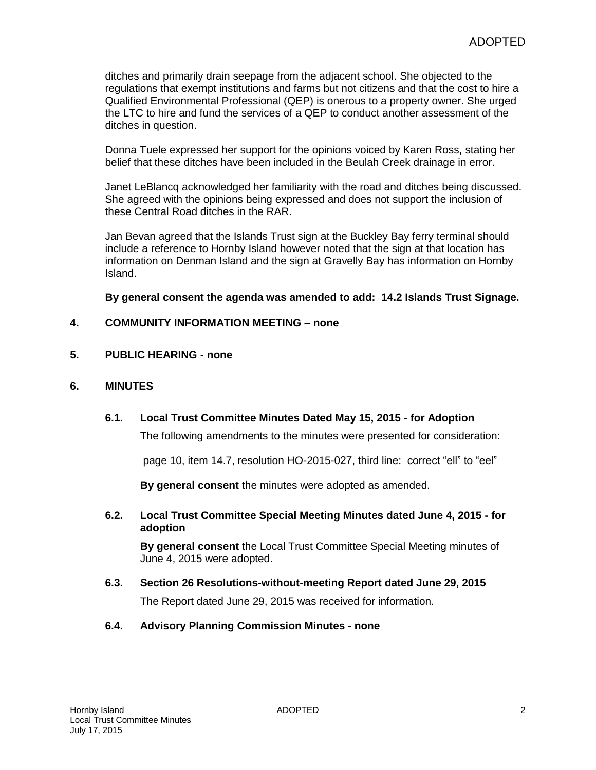ditches and primarily drain seepage from the adjacent school. She objected to the regulations that exempt institutions and farms but not citizens and that the cost to hire a Qualified Environmental Professional (QEP) is onerous to a property owner. She urged the LTC to hire and fund the services of a QEP to conduct another assessment of the ditches in question.

Donna Tuele expressed her support for the opinions voiced by Karen Ross, stating her belief that these ditches have been included in the Beulah Creek drainage in error.

Janet LeBlancq acknowledged her familiarity with the road and ditches being discussed. She agreed with the opinions being expressed and does not support the inclusion of these Central Road ditches in the RAR.

Jan Bevan agreed that the Islands Trust sign at the Buckley Bay ferry terminal should include a reference to Hornby Island however noted that the sign at that location has information on Denman Island and the sign at Gravelly Bay has information on Hornby Island.

**By general consent the agenda was amended to add: 14.2 Islands Trust Signage.**

## 4. COMMUNITY INFORMATION MEETING – none

## 5. PUBLIC HEARING - none

## 6. MINUTES

### 6.1. Local Trust Committee Minutes Dated May 15, 2015 - for Adoption

The following amendments to the minutes were presented for consideration:

page 10, item 14.7, resolution HO-2015-027, third line: correct "ell" to "eel"

**By general consent** the minutes were adopted as amended.

### 6.2. Local Trust Committee Special Meeting Minutes dated June 4, 2015 - for adoption

**By general consent** the Local Trust Committee Special Meeting minutes of June 4, 2015 were adopted.

### 6.3. Section 26 Resolutions-without-meeting Report dated June 29, 2015

The Report dated June 29, 2015 was received for information.

### 6.4. Advisory Planning Commission Minutes - none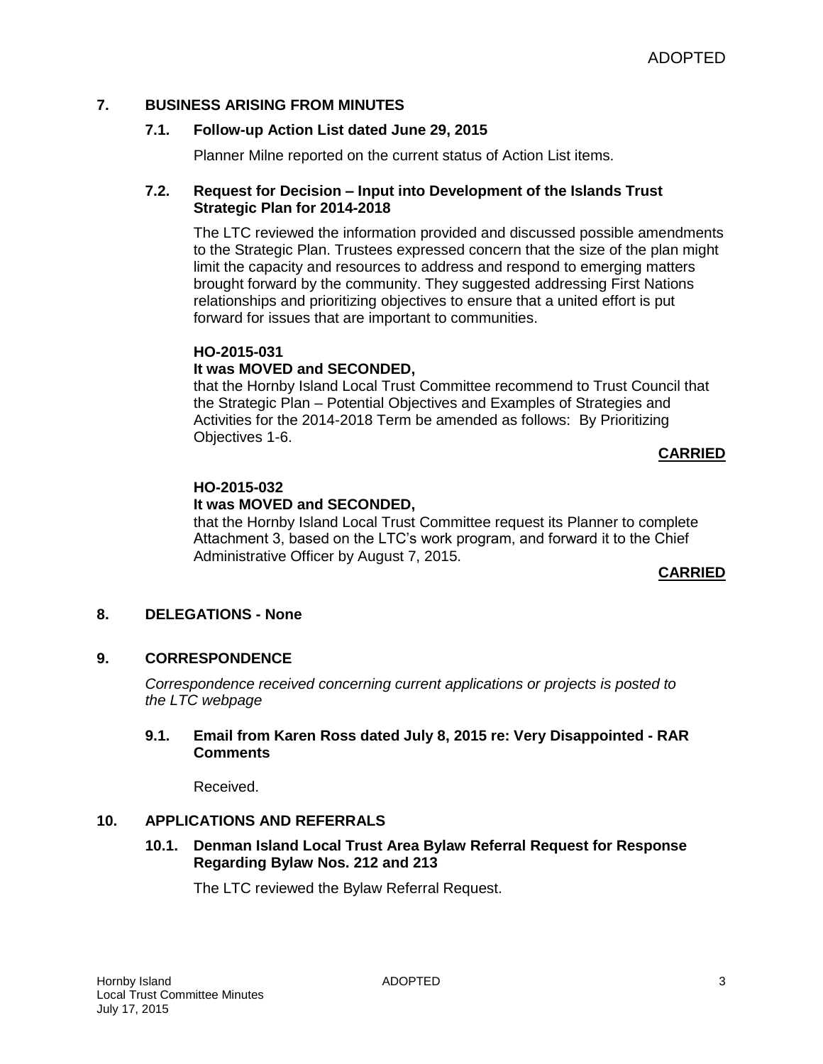ADOPTED

## 7. BUSINESS ARISING FROM MINUTES

### 7.1. Follow-up Action List dated June 29, 2015

Planner Milne reported on the current status of Action List items.

### 7.2. Request for Decision – Input into Development of the Islands Trust Strategic Plan for 2014-2018

The LTC reviewed the information provided and discussed possible amendments to the Strategic Plan. Trustees expressed concern that the size of the plan might limit the capacity and resources to address and respond to emerging matters brought forward by the community. They suggested addressing First Nations relationships and prioritizing objectives to ensure that a united effort is put forward for issues that are important to communities.

**HO-2015-031**
**It was MOVED and SECONDED,**
that the Hornby Island Local Trust Committee recommend to Trust Council that the Strategic Plan – Potential Objectives and Examples of Strategies and Activities for the 2014-2018 Term be amended as follows: By Prioritizing Objectives 1-6.

**CARRIED**

**HO-2015-032**
**It was MOVED and SECONDED,**
that the Hornby Island Local Trust Committee request its Planner to complete Attachment 3, based on the LTC's work program, and forward it to the Chief Administrative Officer by August 7, 2015.

**CARRIED**

## 8. DELEGATIONS - None

## 9. CORRESPONDENCE

*Correspondence received concerning current applications or projects is posted to the LTC webpage*

### 9.1. Email from Karen Ross dated July 8, 2015 re: Very Disappointed - RAR Comments

Received.

## 10. APPLICATIONS AND REFERRALS

### 10.1. Denman Island Local Trust Area Bylaw Referral Request for Response Regarding Bylaw Nos. 212 and 213

The LTC reviewed the Bylaw Referral Request.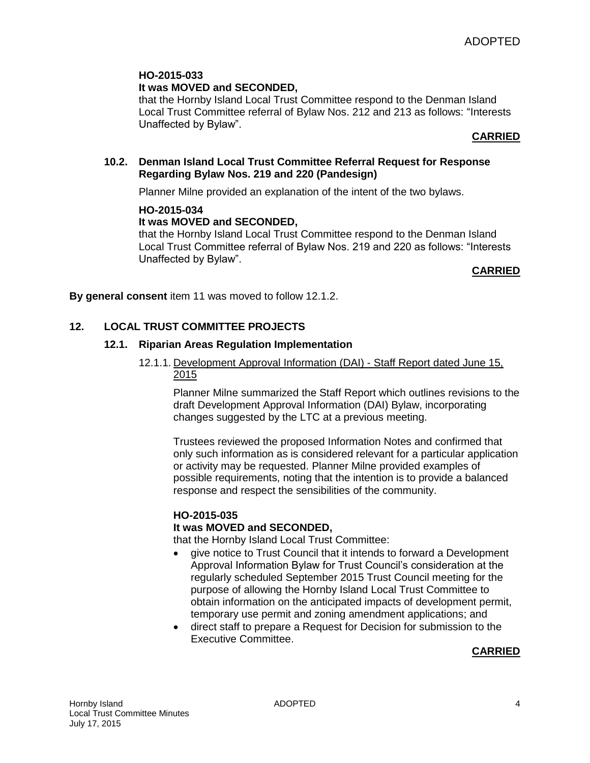**HO-2015-033**
**It was MOVED and SECONDED,**
that the Hornby Island Local Trust Committee respond to the Denman Island Local Trust Committee referral of Bylaw Nos. 212 and 213 as follows: "Interests Unaffected by Bylaw".

**CARRIED**

### 10.2. Denman Island Local Trust Committee Referral Request for Response Regarding Bylaw Nos. 219 and 220 (Pandesign)

Planner Milne provided an explanation of the intent of the two bylaws.

**HO-2015-034**
**It was MOVED and SECONDED,**
that the Hornby Island Local Trust Committee respond to the Denman Island Local Trust Committee referral of Bylaw Nos. 219 and 220 as follows: "Interests Unaffected by Bylaw".

**CARRIED**

**By general consent** item 11 was moved to follow 12.1.2.

## 12. LOCAL TRUST COMMITTEE PROJECTS

### 12.1. Riparian Areas Regulation Implementation

12.1.1. Development Approval Information (DAI) - Staff Report dated June 15, 2015

Planner Milne summarized the Staff Report which outlines revisions to the draft Development Approval Information (DAI) Bylaw, incorporating changes suggested by the LTC at a previous meeting.

Trustees reviewed the proposed Information Notes and confirmed that only such information as is considered relevant for a particular application or activity may be requested. Planner Milne provided examples of possible requirements, noting that the intention is to provide a balanced response and respect the sensibilities of the community.

**HO-2015-035**
**It was MOVED and SECONDED,**
that the Hornby Island Local Trust Committee:

- give notice to Trust Council that it intends to forward a Development Approval Information Bylaw for Trust Council's consideration at the regularly scheduled September 2015 Trust Council meeting for the purpose of allowing the Hornby Island Local Trust Committee to obtain information on the anticipated impacts of development permit, temporary use permit and zoning amendment applications; and
- direct staff to prepare a Request for Decision for submission to the Executive Committee.

**CARRIED**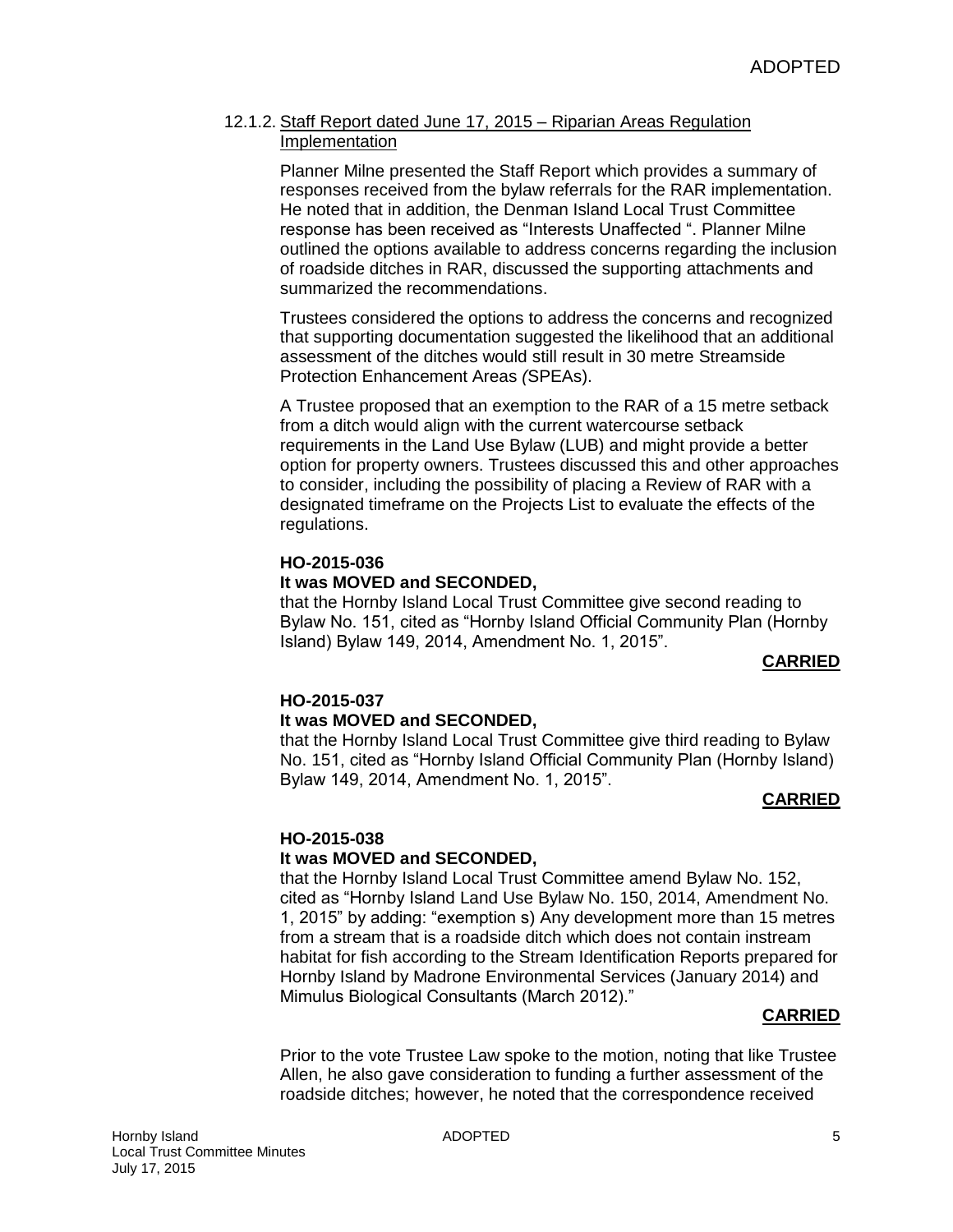#### 12.1.2. Staff Report dated June 17, 2015 – Riparian Areas Regulation Implementation

Planner Milne presented the Staff Report which provides a summary of responses received from the bylaw referrals for the RAR implementation. He noted that in addition, the Denman Island Local Trust Committee response has been received as "Interests Unaffected ". Planner Milne outlined the options available to address concerns regarding the inclusion of roadside ditches in RAR, discussed the supporting attachments and summarized the recommendations.

Trustees considered the options to address the concerns and recognized that supporting documentation suggested the likelihood that an additional assessment of the ditches would still result in 30 metre Streamside Protection Enhancement Areas *(*SPEAs).

A Trustee proposed that an exemption to the RAR of a 15 metre setback from a ditch would align with the current watercourse setback requirements in the Land Use Bylaw (LUB) and might provide a better option for property owners. Trustees discussed this and other approaches to consider, including the possibility of placing a Review of RAR with a designated timeframe on the Projects List to evaluate the effects of the regulations.

**HO-2015-036**
**It was MOVED and SECONDED,**
that the Hornby Island Local Trust Committee give second reading to Bylaw No. 151, cited as "Hornby Island Official Community Plan (Hornby Island) Bylaw 149, 2014, Amendment No. 1, 2015".

**CARRIED**

**HO-2015-037**
**It was MOVED and SECONDED,**
that the Hornby Island Local Trust Committee give third reading to Bylaw No. 151, cited as "Hornby Island Official Community Plan (Hornby Island) Bylaw 149, 2014, Amendment No. 1, 2015".

**CARRIED**

**HO-2015-038**
**It was MOVED and SECONDED,**
that the Hornby Island Local Trust Committee amend Bylaw No. 152, cited as "Hornby Island Land Use Bylaw No. 150, 2014, Amendment No. 1, 2015" by adding: "exemption s) Any development more than 15 metres from a stream that is a roadside ditch which does not contain instream habitat for fish according to the Stream Identification Reports prepared for Hornby Island by Madrone Environmental Services (January 2014) and Mimulus Biological Consultants (March 2012)."

**CARRIED**

Prior to the vote Trustee Law spoke to the motion, noting that like Trustee Allen, he also gave consideration to funding a further assessment of the roadside ditches; however, he noted that the correspondence received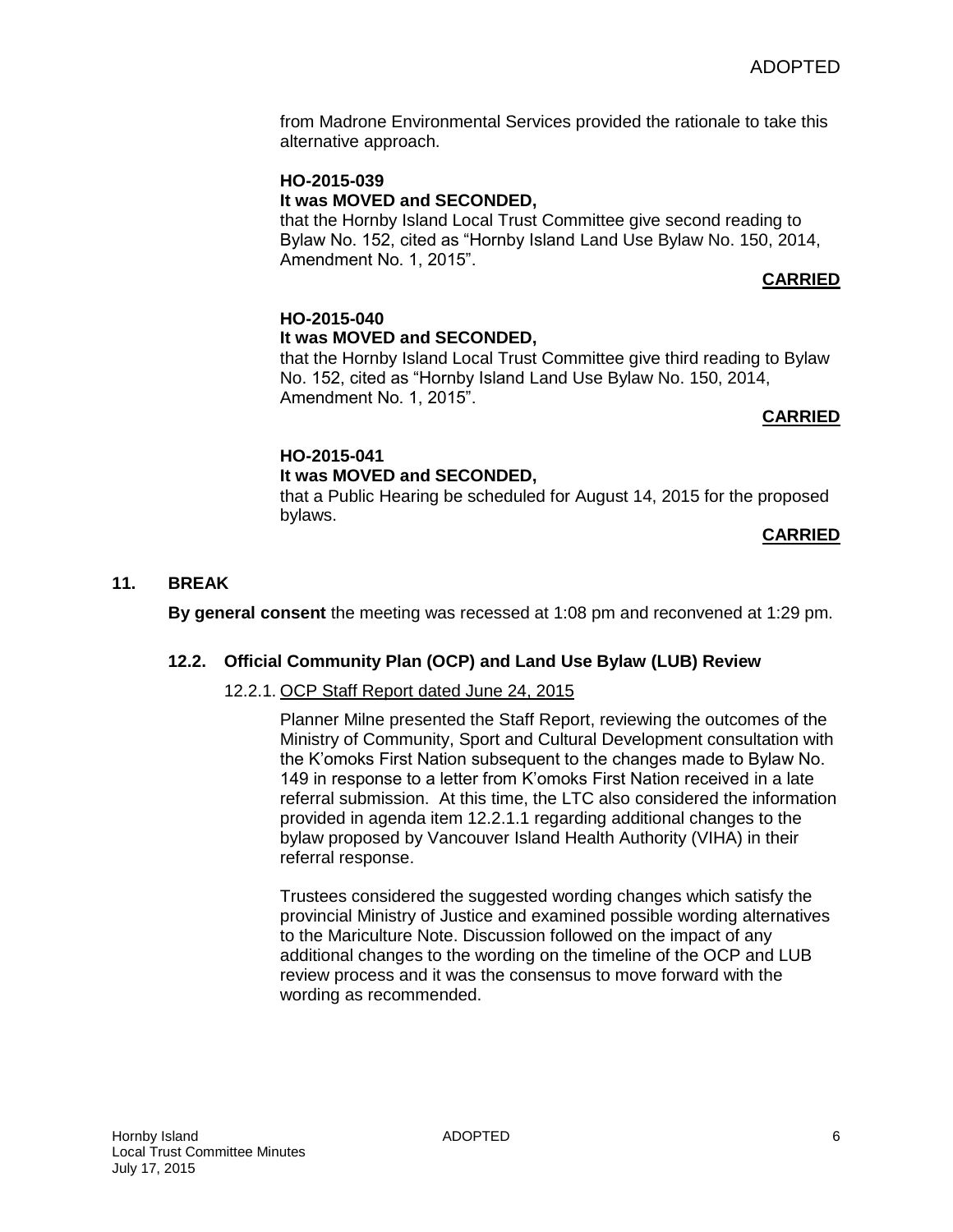from Madrone Environmental Services provided the rationale to take this alternative approach.

**HO-2015-039**
**It was MOVED and SECONDED,**
that the Hornby Island Local Trust Committee give second reading to Bylaw No. 152, cited as "Hornby Island Land Use Bylaw No. 150, 2014, Amendment No. 1, 2015".

**CARRIED**

**HO-2015-040**
**It was MOVED and SECONDED,**
that the Hornby Island Local Trust Committee give third reading to Bylaw No. 152, cited as "Hornby Island Land Use Bylaw No. 150, 2014, Amendment No. 1, 2015".

**CARRIED**

**HO-2015-041**
**It was MOVED and SECONDED,**
that a Public Hearing be scheduled for August 14, 2015 for the proposed bylaws.

**CARRIED**

## 11. BREAK

**By general consent** the meeting was recessed at 1:08 pm and reconvened at 1:29 pm.

### 12.2. Official Community Plan (OCP) and Land Use Bylaw (LUB) Review

12.2.1. OCP Staff Report dated June 24, 2015

Planner Milne presented the Staff Report, reviewing the outcomes of the Ministry of Community, Sport and Cultural Development consultation with the K'omoks First Nation subsequent to the changes made to Bylaw No. 149 in response to a letter from K'omoks First Nation received in a late referral submission. At this time, the LTC also considered the information provided in agenda item 12.2.1.1 regarding additional changes to the bylaw proposed by Vancouver Island Health Authority (VIHA) in their referral response.

Trustees considered the suggested wording changes which satisfy the provincial Ministry of Justice and examined possible wording alternatives to the Mariculture Note. Discussion followed on the impact of any additional changes to the wording on the timeline of the OCP and LUB review process and it was the consensus to move forward with the wording as recommended.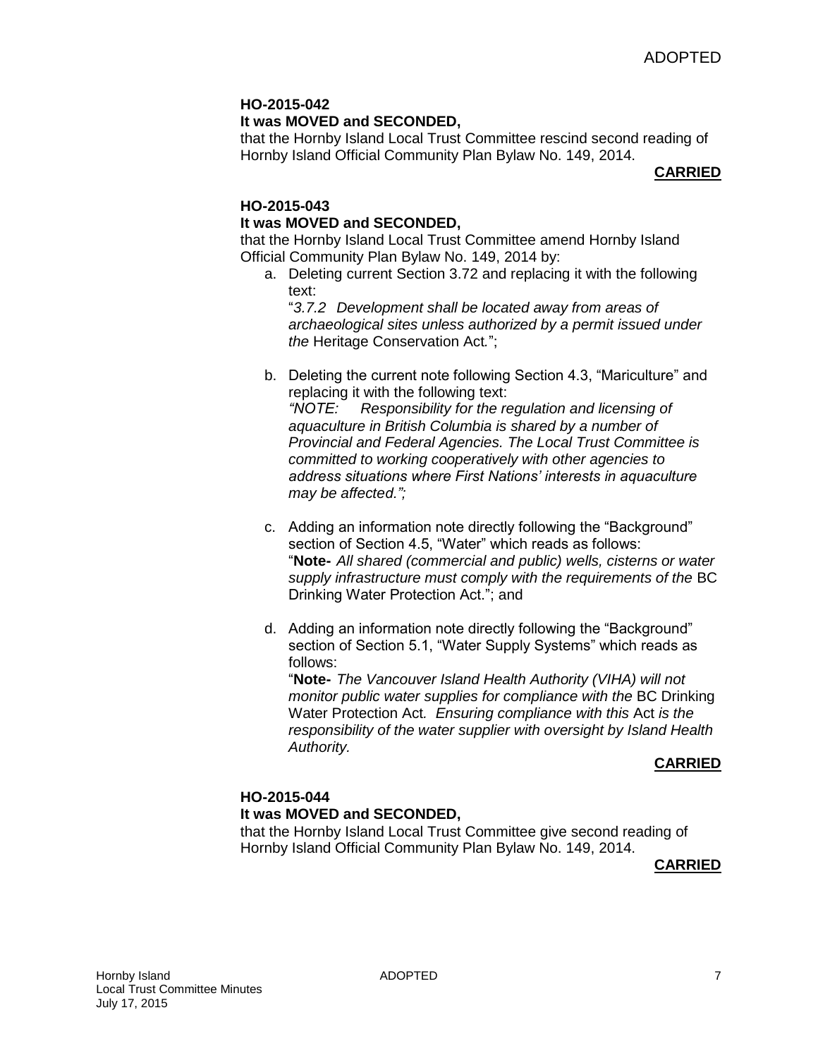**HO-2015-042**
**It was MOVED and SECONDED,**
that the Hornby Island Local Trust Committee rescind second reading of Hornby Island Official Community Plan Bylaw No. 149, 2014.

**CARRIED**

**HO-2015-043**
**It was MOVED and SECONDED,**
that the Hornby Island Local Trust Committee amend Hornby Island Official Community Plan Bylaw No. 149, 2014 by:

a. Deleting current Section 3.72 and replacing it with the following text:
   "*3.7.2 Development shall be located away from areas of archaeological sites unless authorized by a permit issued under the* Heritage Conservation Act*.*";

b. Deleting the current note following Section 4.3, "Mariculture" and replacing it with the following text:
   *"NOTE: Responsibility for the regulation and licensing of aquaculture in British Columbia is shared by a number of Provincial and Federal Agencies. The Local Trust Committee is committed to working cooperatively with other agencies to address situations where First Nations' interests in aquaculture may be affected.";*

c. Adding an information note directly following the "Background" section of Section 4.5, "Water" which reads as follows:
   "**Note-** *All shared (commercial and public) wells, cisterns or water supply infrastructure must comply with the requirements of the* BC Drinking Water Protection Act."; and

d. Adding an information note directly following the "Background" section of Section 5.1, "Water Supply Systems" which reads as follows:
   "**Note-** *The Vancouver Island Health Authority (VIHA) will not monitor public water supplies for compliance with the* BC Drinking Water Protection Act*. Ensuring compliance with this* Act *is the responsibility of the water supplier with oversight by Island Health Authority.*

**CARRIED**

**HO-2015-044**
**It was MOVED and SECONDED,**
that the Hornby Island Local Trust Committee give second reading of Hornby Island Official Community Plan Bylaw No. 149, 2014.

**CARRIED**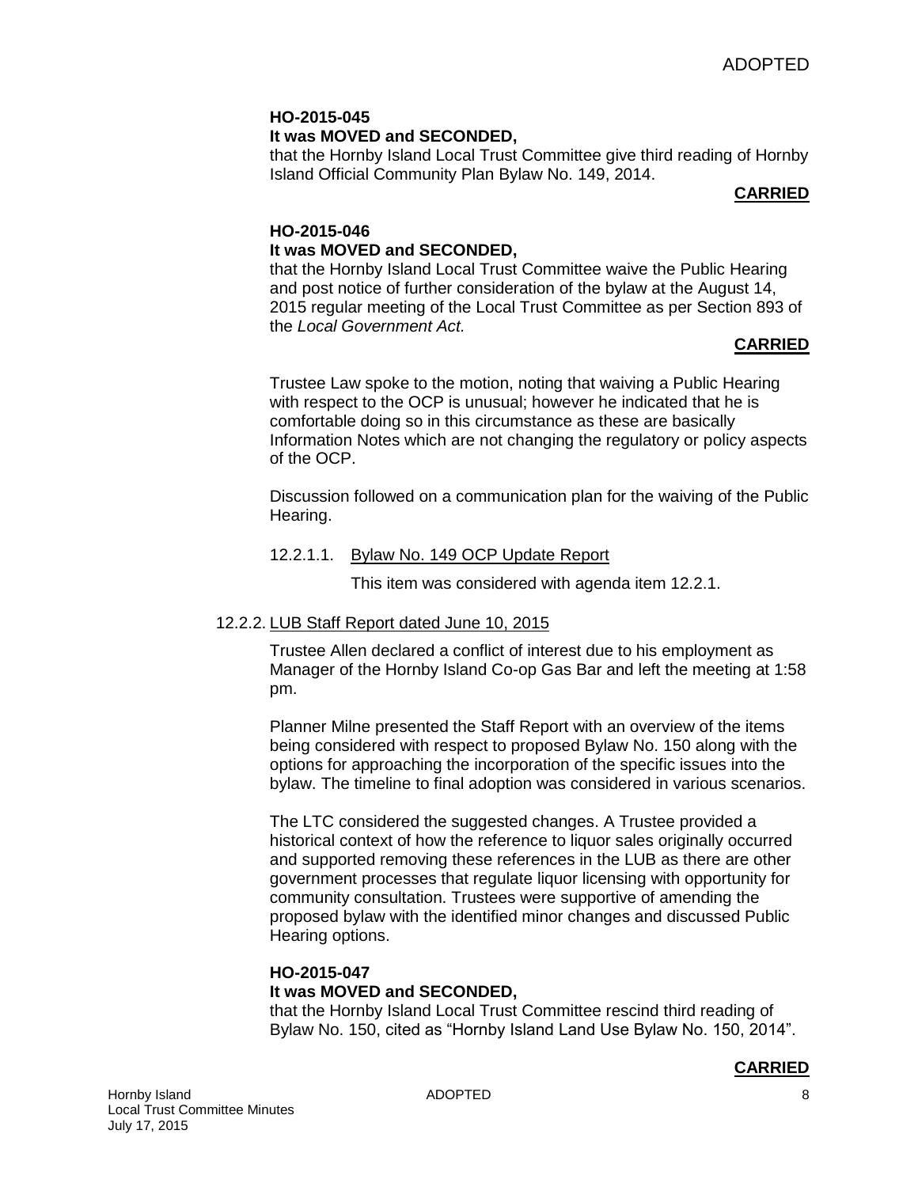**HO-2015-045**
**It was MOVED and SECONDED,**
that the Hornby Island Local Trust Committee give third reading of Hornby Island Official Community Plan Bylaw No. 149, 2014.

**CARRIED**

**HO-2015-046**
**It was MOVED and SECONDED,**
that the Hornby Island Local Trust Committee waive the Public Hearing and post notice of further consideration of the bylaw at the August 14, 2015 regular meeting of the Local Trust Committee as per Section 893 of the *Local Government Act.*

**CARRIED**

Trustee Law spoke to the motion, noting that waiving a Public Hearing with respect to the OCP is unusual; however he indicated that he is comfortable doing so in this circumstance as these are basically Information Notes which are not changing the regulatory or policy aspects of the OCP.

Discussion followed on a communication plan for the waiving of the Public Hearing.

12.2.1.1. Bylaw No. 149 OCP Update Report

This item was considered with agenda item 12.2.1.

12.2.2. LUB Staff Report dated June 10, 2015

Trustee Allen declared a conflict of interest due to his employment as Manager of the Hornby Island Co-op Gas Bar and left the meeting at 1:58 pm.

Planner Milne presented the Staff Report with an overview of the items being considered with respect to proposed Bylaw No. 150 along with the options for approaching the incorporation of the specific issues into the bylaw. The timeline to final adoption was considered in various scenarios.

The LTC considered the suggested changes. A Trustee provided a historical context of how the reference to liquor sales originally occurred and supported removing these references in the LUB as there are other government processes that regulate liquor licensing with opportunity for community consultation. Trustees were supportive of amending the proposed bylaw with the identified minor changes and discussed Public Hearing options.

**HO-2015-047**
**It was MOVED and SECONDED,**
that the Hornby Island Local Trust Committee rescind third reading of Bylaw No. 150, cited as "Hornby Island Land Use Bylaw No. 150, 2014".

**CARRIED**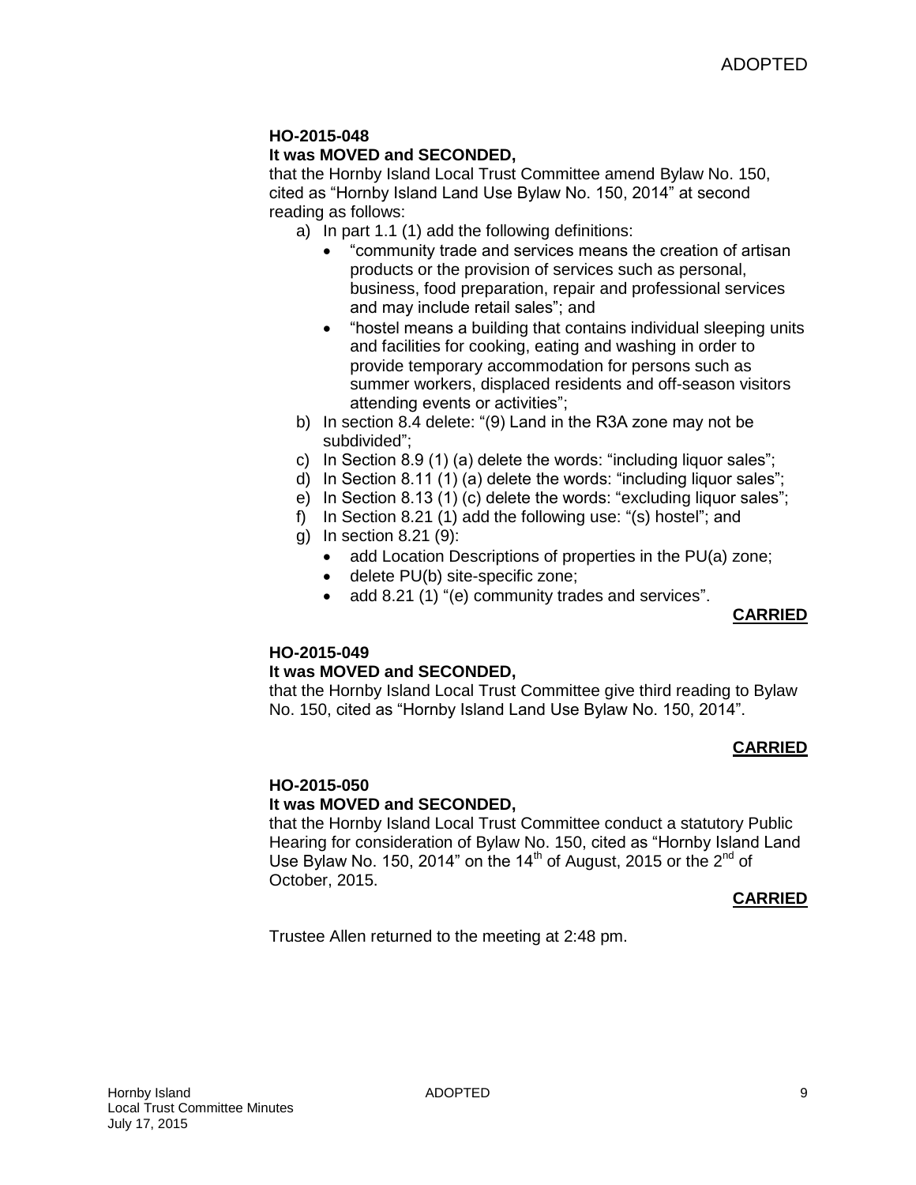**HO-2015-048**
**It was MOVED and SECONDED,**
that the Hornby Island Local Trust Committee amend Bylaw No. 150, cited as "Hornby Island Land Use Bylaw No. 150, 2014" at second reading as follows:

a) In part 1.1 (1) add the following definitions:
   - "community trade and services means the creation of artisan products or the provision of services such as personal, business, food preparation, repair and professional services and may include retail sales"; and
   - "hostel means a building that contains individual sleeping units and facilities for cooking, eating and washing in order to provide temporary accommodation for persons such as summer workers, displaced residents and off-season visitors attending events or activities";
b) In section 8.4 delete: "(9) Land in the R3A zone may not be subdivided";
c) In Section 8.9 (1) (a) delete the words: "including liquor sales";
d) In Section 8.11 (1) (a) delete the words: "including liquor sales";
e) In Section 8.13 (1) (c) delete the words: "excluding liquor sales";
f) In Section 8.21 (1) add the following use: "(s) hostel"; and
g) In section 8.21 (9):
   - add Location Descriptions of properties in the PU(a) zone;
   - delete PU(b) site-specific zone;
   - add 8.21 (1) "(e) community trades and services".

**CARRIED**

**HO-2015-049**
**It was MOVED and SECONDED,**
that the Hornby Island Local Trust Committee give third reading to Bylaw No. 150, cited as "Hornby Island Land Use Bylaw No. 150, 2014".

**CARRIED**

**HO-2015-050**
**It was MOVED and SECONDED,**
that the Hornby Island Local Trust Committee conduct a statutory Public Hearing for consideration of Bylaw No. 150, cited as "Hornby Island Land Use Bylaw No. 150, 2014" on the 14th of August, 2015 or the 2nd of October, 2015.

**CARRIED**

Trustee Allen returned to the meeting at 2:48 pm.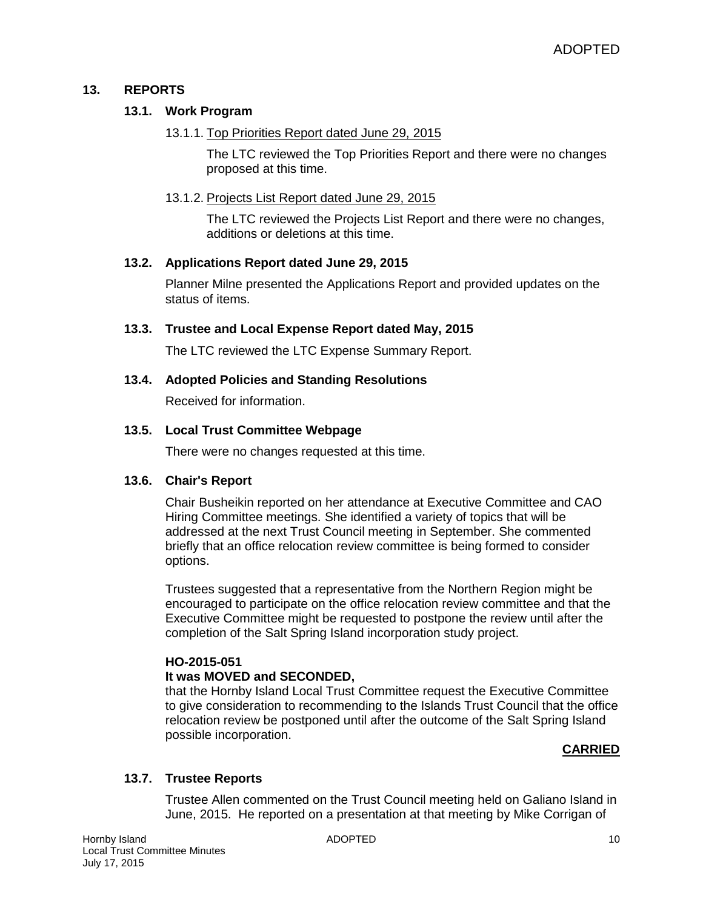## 13. REPORTS

### 13.1. Work Program

#### 13.1.1. Top Priorities Report dated June 29, 2015

The LTC reviewed the Top Priorities Report and there were no changes proposed at this time.

#### 13.1.2. Projects List Report dated June 29, 2015

The LTC reviewed the Projects List Report and there were no changes, additions or deletions at this time.

### 13.2. Applications Report dated June 29, 2015

Planner Milne presented the Applications Report and provided updates on the status of items.

### 13.3. Trustee and Local Expense Report dated May, 2015

The LTC reviewed the LTC Expense Summary Report.

### 13.4. Adopted Policies and Standing Resolutions

Received for information.

### 13.5. Local Trust Committee Webpage

There were no changes requested at this time.

### 13.6. Chair's Report

Chair Busheikin reported on her attendance at Executive Committee and CAO Hiring Committee meetings. She identified a variety of topics that will be addressed at the next Trust Council meeting in September. She commented briefly that an office relocation review committee is being formed to consider options.

Trustees suggested that a representative from the Northern Region might be encouraged to participate on the office relocation review committee and that the Executive Committee might be requested to postpone the review until after the completion of the Salt Spring Island incorporation study project.

**HO-2015-051**
**It was MOVED and SECONDED,**
that the Hornby Island Local Trust Committee request the Executive Committee to give consideration to recommending to the Islands Trust Council that the office relocation review be postponed until after the outcome of the Salt Spring Island possible incorporation.

**CARRIED**

### 13.7. Trustee Reports

Trustee Allen commented on the Trust Council meeting held on Galiano Island in June, 2015. He reported on a presentation at that meeting by Mike Corrigan of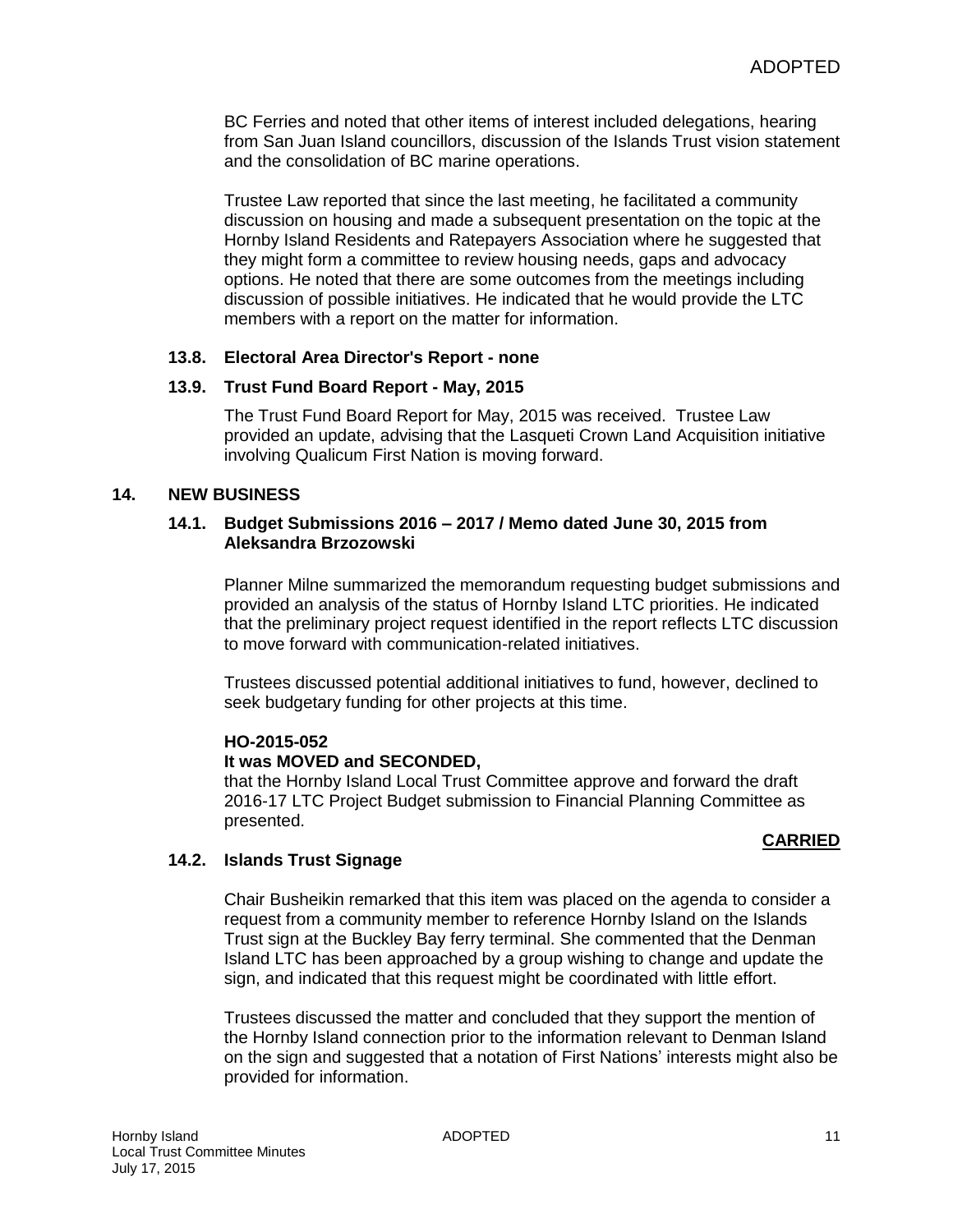BC Ferries and noted that other items of interest included delegations, hearing from San Juan Island councillors, discussion of the Islands Trust vision statement and the consolidation of BC marine operations.

Trustee Law reported that since the last meeting, he facilitated a community discussion on housing and made a subsequent presentation on the topic at the Hornby Island Residents and Ratepayers Association where he suggested that they might form a committee to review housing needs, gaps and advocacy options. He noted that there are some outcomes from the meetings including discussion of possible initiatives. He indicated that he would provide the LTC members with a report on the matter for information.

### 13.8. Electoral Area Director's Report - none

### 13.9. Trust Fund Board Report - May, 2015

The Trust Fund Board Report for May, 2015 was received. Trustee Law provided an update, advising that the Lasqueti Crown Land Acquisition initiative involving Qualicum First Nation is moving forward.

## 14. NEW BUSINESS

### 14.1. Budget Submissions 2016 – 2017 / Memo dated June 30, 2015 from Aleksandra Brzozowski

Planner Milne summarized the memorandum requesting budget submissions and provided an analysis of the status of Hornby Island LTC priorities. He indicated that the preliminary project request identified in the report reflects LTC discussion to move forward with communication-related initiatives.

Trustees discussed potential additional initiatives to fund, however, declined to seek budgetary funding for other projects at this time.

**HO-2015-052**
**It was MOVED and SECONDED,**
that the Hornby Island Local Trust Committee approve and forward the draft 2016-17 LTC Project Budget submission to Financial Planning Committee as presented.

**CARRIED**

### 14.2. Islands Trust Signage

Chair Busheikin remarked that this item was placed on the agenda to consider a request from a community member to reference Hornby Island on the Islands Trust sign at the Buckley Bay ferry terminal. She commented that the Denman Island LTC has been approached by a group wishing to change and update the sign, and indicated that this request might be coordinated with little effort.

Trustees discussed the matter and concluded that they support the mention of the Hornby Island connection prior to the information relevant to Denman Island on the sign and suggested that a notation of First Nations' interests might also be provided for information.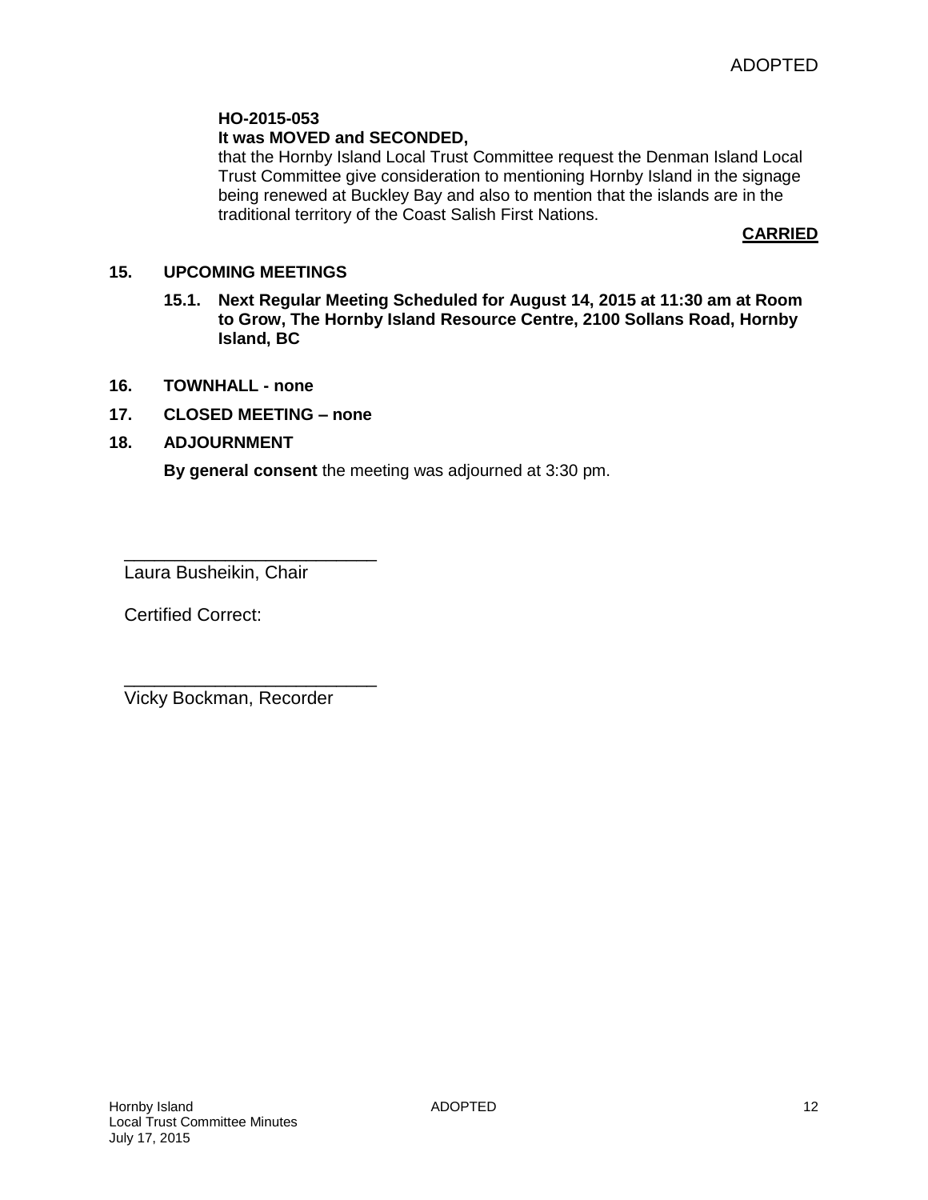**HO-2015-053**
**It was MOVED and SECONDED,**
that the Hornby Island Local Trust Committee request the Denman Island Local Trust Committee give consideration to mentioning Hornby Island in the signage being renewed at Buckley Bay and also to mention that the islands are in the traditional territory of the Coast Salish First Nations.

**CARRIED**

## 15. UPCOMING MEETINGS

### 15.1. Next Regular Meeting Scheduled for August 14, 2015 at 11:30 am at Room to Grow, The Hornby Island Resource Centre, 2100 Sollans Road, Hornby Island, BC

## 16. TOWNHALL - none

## 17. CLOSED MEETING – none

## 18. ADJOURNMENT

**By general consent** the meeting was adjourned at 3:30 pm.

_________________________
Laura Busheikin, Chair

Certified Correct:

_________________________
Vicky Bockman, Recorder